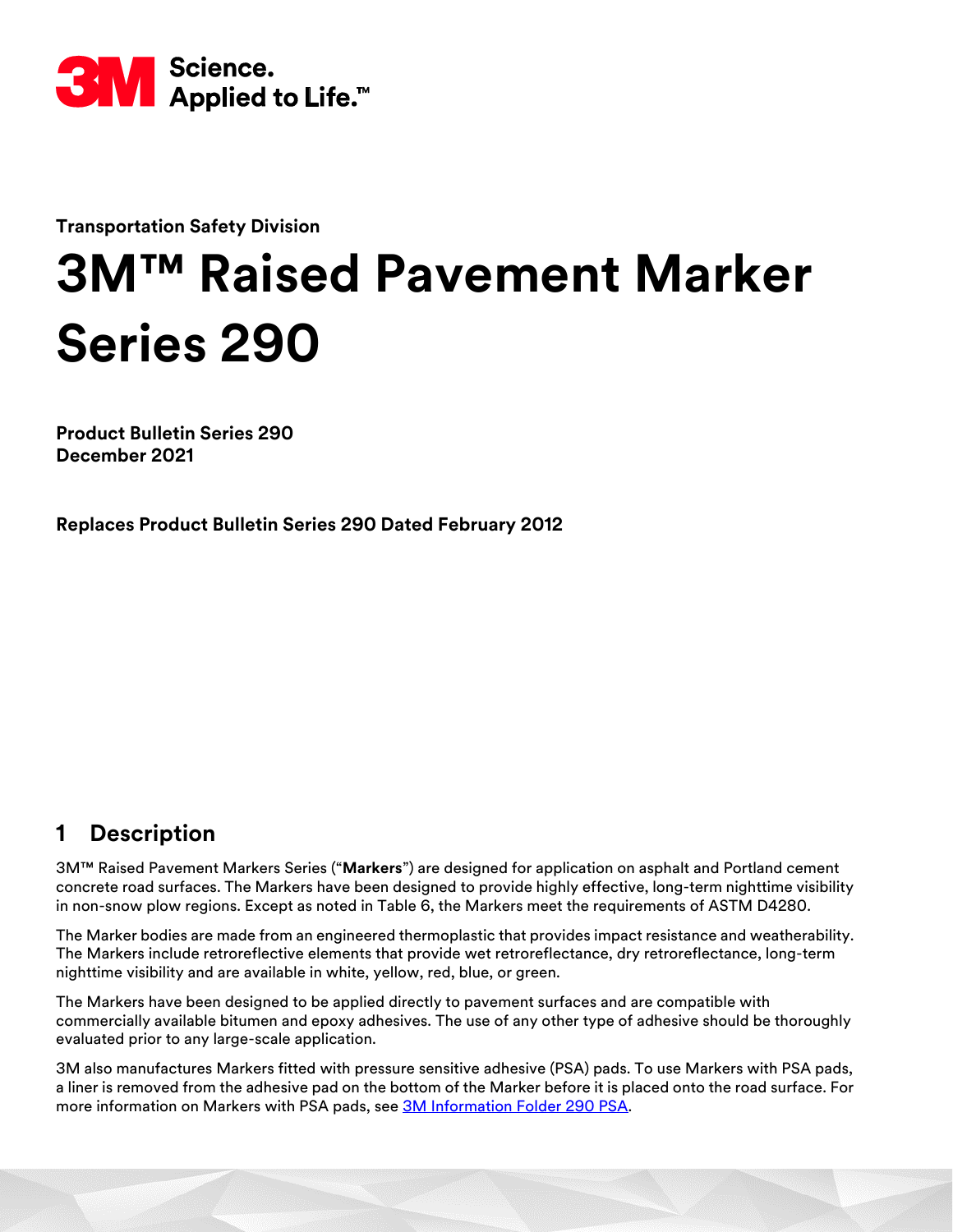3M Science. Applied to Life.™

**Transportation Safety Division**

# 3M™ Raised Pavement Marker Series 290

**Product Bulletin Series 290**
**December 2021**

**Replaces Product Bulletin Series 290 Dated February 2012**

## 1 Description

3M™ Raised Pavement Markers Series ("**Markers**") are designed for application on asphalt and Portland cement concrete road surfaces. The Markers have been designed to provide highly effective, long-term nighttime visibility in non-snow plow regions. Except as noted in Table 6, the Markers meet the requirements of ASTM D4280.

The Marker bodies are made from an engineered thermoplastic that provides impact resistance and weatherability. The Markers include retroreflective elements that provide wet retroreflectance, dry retroreflectance, long-term nighttime visibility and are available in white, yellow, red, blue, or green.

The Markers have been designed to be applied directly to pavement surfaces and are compatible with commercially available bitumen and epoxy adhesives. The use of any other type of adhesive should be thoroughly evaluated prior to any large-scale application.

3M also manufactures Markers fitted with pressure sensitive adhesive (PSA) pads. To use Markers with PSA pads, a liner is removed from the adhesive pad on the bottom of the Marker before it is placed onto the road surface. For more information on Markers with PSA pads, see 3M Information Folder 290 PSA.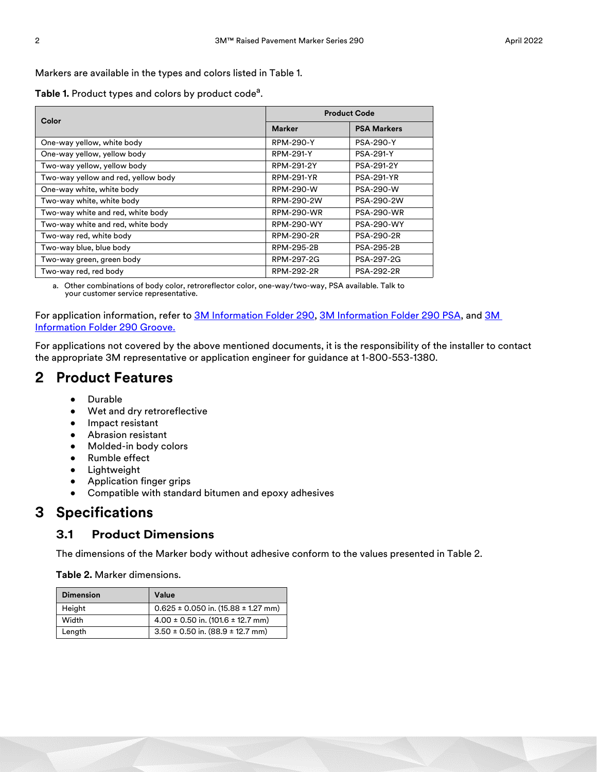Markers are available in the types and colors listed in Table 1.

**Table 1.** Product types and colors by product code[a].

| Color | Product Code | |
|---|---|---|
| | **Marker** | **PSA Markers** |
| One-way yellow, white body | RPM-290-Y | PSA-290-Y |
| One-way yellow, yellow body | RPM-291-Y | PSA-291-Y |
| Two-way yellow, yellow body | RPM-291-2Y | PSA-291-2Y |
| Two-way yellow and red, yellow body | RPM-291-YR | PSA-291-YR |
| One-way white, white body | RPM-290-W | PSA-290-W |
| Two-way white, white body | RPM-290-2W | PSA-290-2W |
| Two-way white and red, white body | RPM-290-WR | PSA-290-WR |
| Two-way white and red, white body | RPM-290-WY | PSA-290-WY |
| Two-way red, white body | RPM-290-2R | PSA-290-2R |
| Two-way blue, blue body | RPM-295-2B | PSA-295-2B |
| Two-way green, green body | RPM-297-2G | PSA-297-2G |
| Two-way red, red body | RPM-292-2R | PSA-292-2R |

a. Other combinations of body color, retroreflector color, one-way/two-way, PSA available. Talk to your customer service representative.

For application information, refer to 3M Information Folder 290, 3M Information Folder 290 PSA, and 3M Information Folder 290 Groove.

For applications not covered by the above mentioned documents, it is the responsibility of the installer to contact the appropriate 3M representative or application engineer for guidance at 1-800-553-1380.

# 2 Product Features

- Durable
- Wet and dry retroreflective
- Impact resistant
- Abrasion resistant
- Molded-in body colors
- Rumble effect
- Lightweight
- Application finger grips
- Compatible with standard bitumen and epoxy adhesives

# 3 Specifications

## 3.1 Product Dimensions

The dimensions of the Marker body without adhesive conform to the values presented in Table 2.

**Table 2.** Marker dimensions.

| Dimension | Value |
|---|---|
| Height | 0.625 ± 0.050 in. (15.88 ± 1.27 mm) |
| Width | 4.00 ± 0.50 in. (101.6 ± 12.7 mm) |
| Length | 3.50 ± 0.50 in. (88.9 ± 12.7 mm) |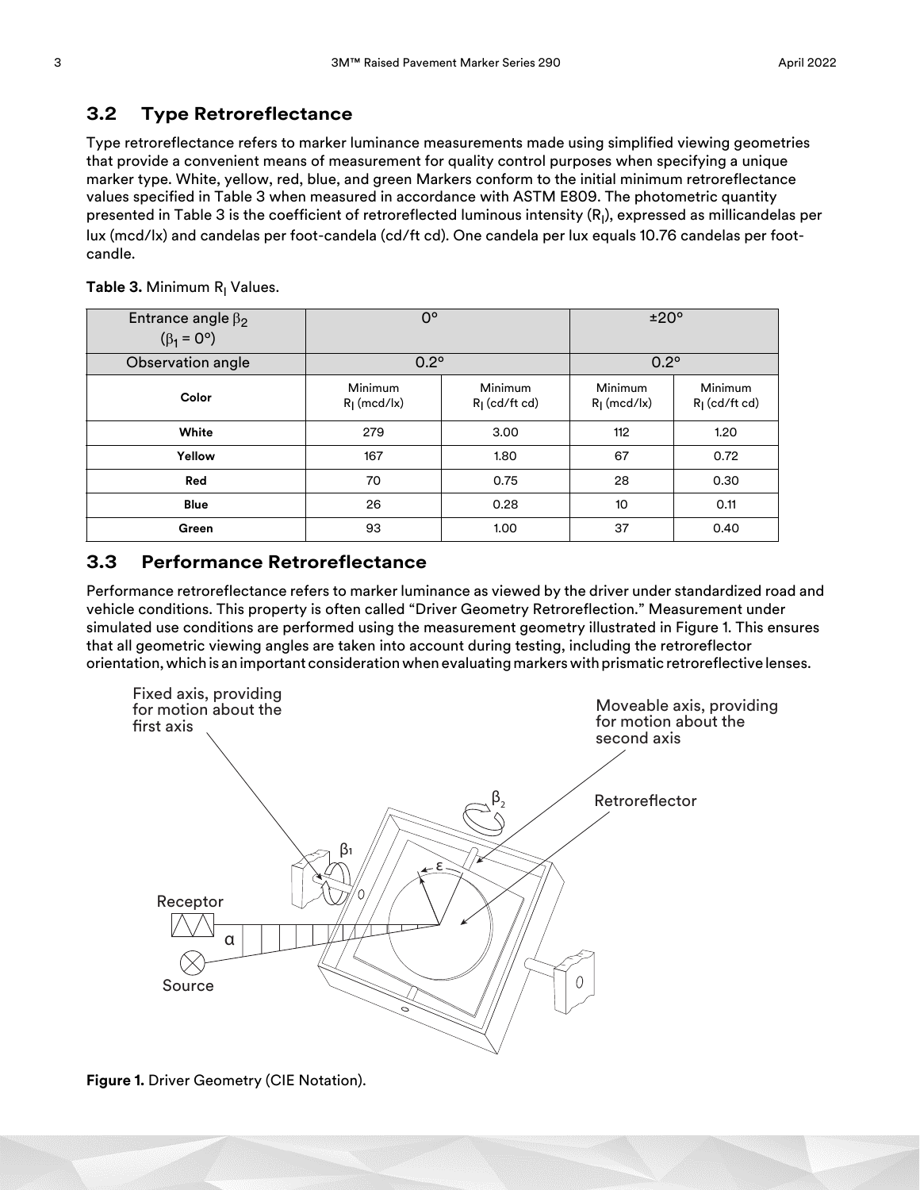## 3.2 Type Retroreflectance

Type retroreflectance refers to marker luminance measurements made using simplified viewing geometries that provide a convenient means of measurement for quality control purposes when specifying a unique marker type. White, yellow, red, blue, and green Markers conform to the initial minimum retroreflectance values specified in Table 3 when measured in accordance with ASTM E809. The photometric quantity presented in Table 3 is the coefficient of retroreflected luminous intensity ($R_I$), expressed as millicandelas per lux (mcd/lx) and candelas per foot-candela (cd/ft cd). One candela per lux equals 10.76 candelas per foot-candle.

**Table 3.** Minimum $R_I$ Values.

| Entrance angle $\beta_2$ ($\beta_1 = 0°$) | 0° | | ±20° | |
|---|---|---|---|---|
| Observation angle | 0.2° | | 0.2° | |
| **Color** | Minimum $R_I$ (mcd/lx) | Minimum $R_I$ (cd/ft cd) | Minimum $R_I$ (mcd/lx) | Minimum $R_I$ (cd/ft cd) |
| **White** | 279 | 3.00 | 112 | 1.20 |
| **Yellow** | 167 | 1.80 | 67 | 0.72 |
| **Red** | 70 | 0.75 | 28 | 0.30 |
| **Blue** | 26 | 0.28 | 10 | 0.11 |
| **Green** | 93 | 1.00 | 37 | 0.40 |

## 3.3 Performance Retroreflectance

Performance retroreflectance refers to marker luminance as viewed by the driver under standardized road and vehicle conditions. This property is often called "Driver Geometry Retroreflection." Measurement under simulated use conditions are performed using the measurement geometry illustrated in Figure 1. This ensures that all geometric viewing angles are taken into account during testing, including the retroreflector orientation, which is an important consideration when evaluating markers with prismatic retroreflective lenses.

**Figure 1.** Driver Geometry (CIE Notation).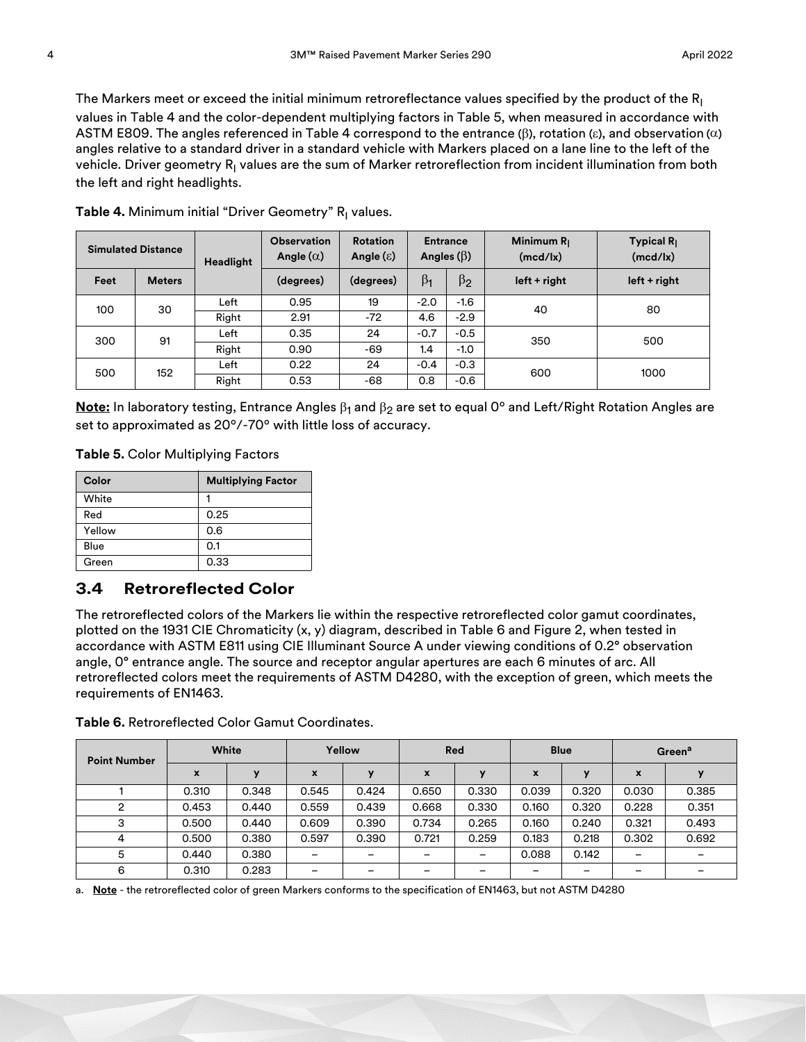The Markers meet or exceed the initial minimum retroreflectance values specified by the product of the $R_I$ values in Table 4 and the color-dependent multiplying factors in Table 5, when measured in accordance with ASTM E809. The angles referenced in Table 4 correspond to the entrance ($\beta$), rotation ($\varepsilon$), and observation ($\alpha$) angles relative to a standard driver in a standard vehicle with Markers placed on a lane line to the left of the vehicle. Driver geometry $R_I$ values are the sum of Marker retroreflection from incident illumination from both the left and right headlights.

**Table 4.** Minimum initial "Driver Geometry" $R_I$ values.

| Simulated Distance | | Headlight | Observation Angle ($\alpha$) | Rotation Angle ($\varepsilon$) | Entrance Angles ($\beta$) | | Minimum $R_I$ (mcd/lx) | Typical $R_I$ (mcd/lx) |
|---|---|---|---|---|---|---|---|---|
| Feet | Meters | | (degrees) | (degrees) | $\beta_1$ | $\beta_2$ | left + right | left + right |
| 100 | 30 | Left | 0.95 | 19 | -2.0 | -1.6 | 40 | 80 |
| | | Right | 2.91 | -72 | 4.6 | -2.9 | | |
| 300 | 91 | Left | 0.35 | 24 | -0.7 | -0.5 | 350 | 500 |
| | | Right | 0.90 | -69 | 1.4 | -1.0 | | |
| 500 | 152 | Left | 0.22 | 24 | -0.4 | -0.3 | 600 | 1000 |
| | | Right | 0.53 | -68 | 0.8 | -0.6 | | |

**Note:** In laboratory testing, Entrance Angles $\beta_1$ and $\beta_2$ are set to equal 0° and Left/Right Rotation Angles are set to approximated as 20°/-70° with little loss of accuracy.

**Table 5.** Color Multiplying Factors

| Color | Multiplying Factor |
|---|---|
| White | 1 |
| Red | 0.25 |
| Yellow | 0.6 |
| Blue | 0.1 |
| Green | 0.33 |

## 3.4 Retroreflected Color

The retroreflected colors of the Markers lie within the respective retroreflected color gamut coordinates, plotted on the 1931 CIE Chromaticity (x, y) diagram, described in Table 6 and Figure 2, when tested in accordance with ASTM E811 using CIE Illuminant Source A under viewing conditions of 0.2° observation angle, 0° entrance angle. The source and receptor angular apertures are each 6 minutes of arc. All retroreflected colors meet the requirements of ASTM D4280, with the exception of green, which meets the requirements of EN1463.

**Table 6.** Retroreflected Color Gamut Coordinates.

| Point Number | White | | Yellow | | Red | | Blue | | Green[a] | |
|---|---|---|---|---|---|---|---|---|---|---|
| | x | y | x | y | x | y | x | y | x | y |
| 1 | 0.310 | 0.348 | 0.545 | 0.424 | 0.650 | 0.330 | 0.039 | 0.320 | 0.030 | 0.385 |
| 2 | 0.453 | 0.440 | 0.559 | 0.439 | 0.668 | 0.330 | 0.160 | 0.320 | 0.228 | 0.351 |
| 3 | 0.500 | 0.440 | 0.609 | 0.390 | 0.734 | 0.265 | 0.160 | 0.240 | 0.321 | 0.493 |
| 4 | 0.500 | 0.380 | 0.597 | 0.390 | 0.721 | 0.259 | 0.183 | 0.218 | 0.302 | 0.692 |
| 5 | 0.440 | 0.380 | – | – | – | – | 0.088 | 0.142 | – | – |
| 6 | 0.310 | 0.283 | – | – | – | – | – | – | – | – |

a. **Note** - the retroreflected color of green Markers conforms to the specification of EN1463, but not ASTM D4280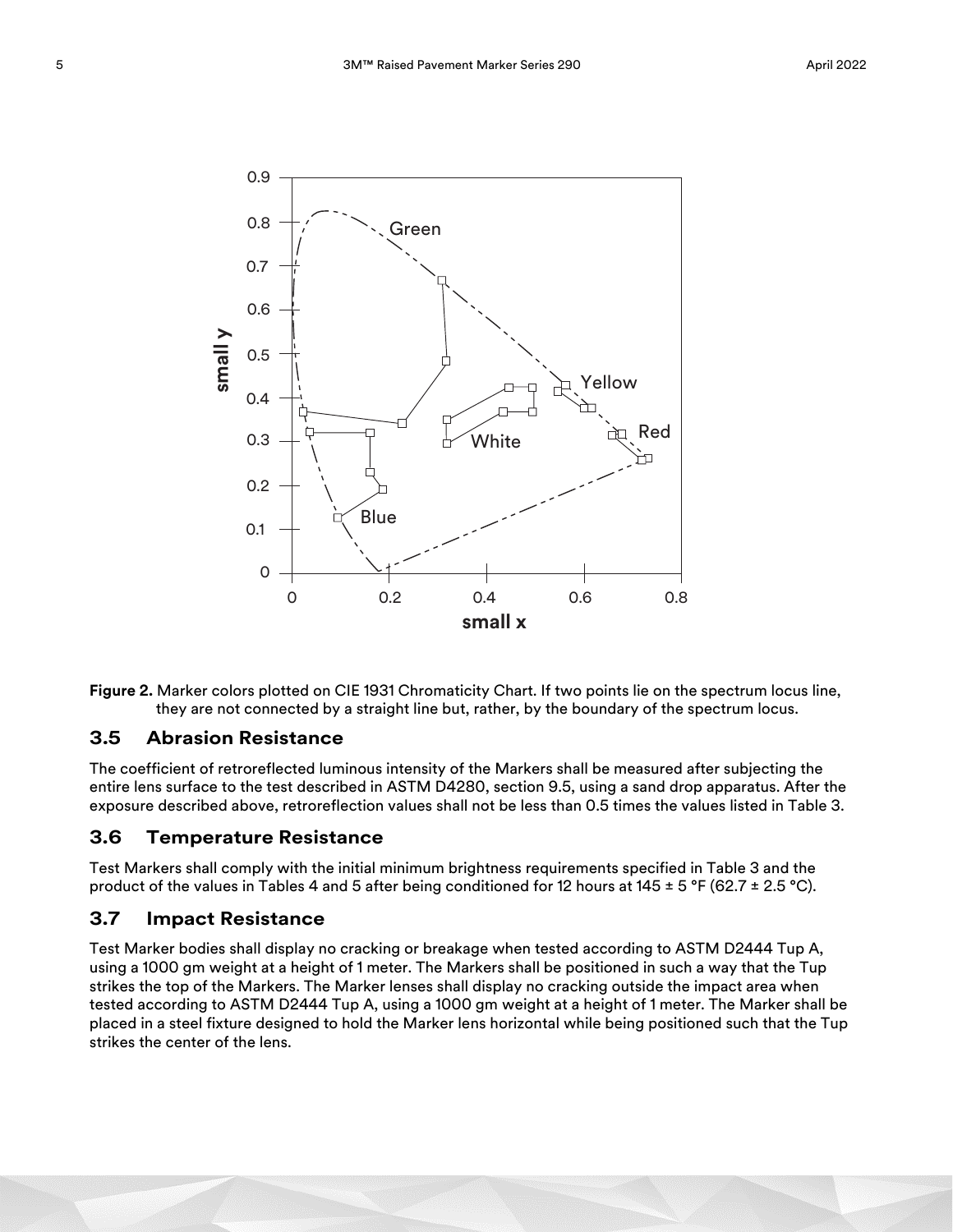**Figure 2.** Marker colors plotted on CIE 1931 Chromaticity Chart. If two points lie on the spectrum locus line, they are not connected by a straight line but, rather, by the boundary of the spectrum locus.

## 3.5 Abrasion Resistance

The coefficient of retroreflected luminous intensity of the Markers shall be measured after subjecting the entire lens surface to the test described in ASTM D4280, section 9.5, using a sand drop apparatus. After the exposure described above, retroreflection values shall not be less than 0.5 times the values listed in Table 3.

## 3.6 Temperature Resistance

Test Markers shall comply with the initial minimum brightness requirements specified in Table 3 and the product of the values in Tables 4 and 5 after being conditioned for 12 hours at 145 ± 5 °F (62.7 ± 2.5 °C).

## 3.7 Impact Resistance

Test Marker bodies shall display no cracking or breakage when tested according to ASTM D2444 Tup A, using a 1000 gm weight at a height of 1 meter. The Markers shall be positioned in such a way that the Tup strikes the top of the Markers. The Marker lenses shall display no cracking outside the impact area when tested according to ASTM D2444 Tup A, using a 1000 gm weight at a height of 1 meter. The Marker shall be placed in a steel fixture designed to hold the Marker lens horizontal while being positioned such that the Tup strikes the center of the lens.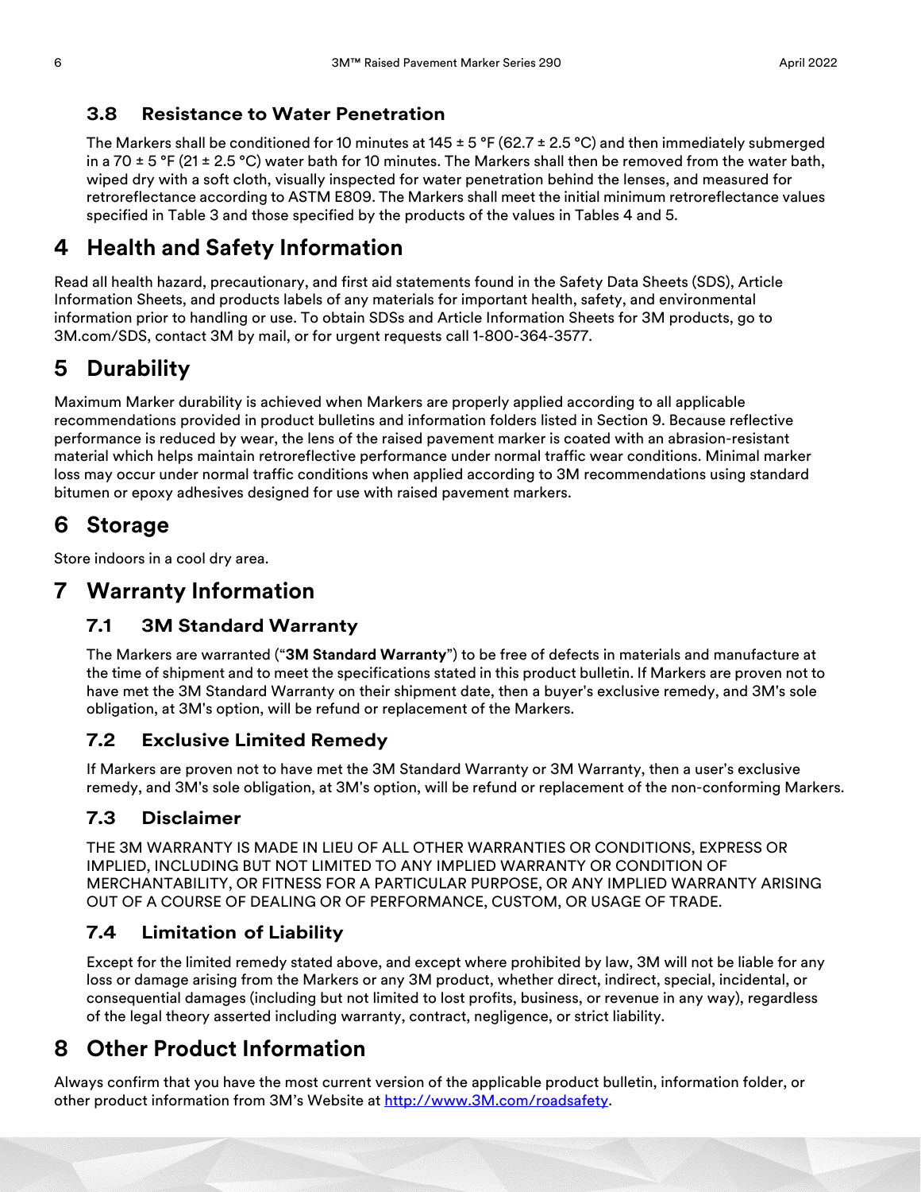### 3.8 Resistance to Water Penetration

The Markers shall be conditioned for 10 minutes at 145 ± 5 °F (62.7 ± 2.5 °C) and then immediately submerged in a 70 ± 5 °F (21 ± 2.5 °C) water bath for 10 minutes. The Markers shall then be removed from the water bath, wiped dry with a soft cloth, visually inspected for water penetration behind the lenses, and measured for retroreflectance according to ASTM E809. The Markers shall meet the initial minimum retroreflectance values specified in Table 3 and those specified by the products of the values in Tables 4 and 5.

## 4 Health and Safety Information

Read all health hazard, precautionary, and first aid statements found in the Safety Data Sheets (SDS), Article Information Sheets, and products labels of any materials for important health, safety, and environmental information prior to handling or use. To obtain SDSs and Article Information Sheets for 3M products, go to 3M.com/SDS, contact 3M by mail, or for urgent requests call 1-800-364-3577.

## 5 Durability

Maximum Marker durability is achieved when Markers are properly applied according to all applicable recommendations provided in product bulletins and information folders listed in Section 9. Because reflective performance is reduced by wear, the lens of the raised pavement marker is coated with an abrasion-resistant material which helps maintain retroreflective performance under normal traffic wear conditions. Minimal marker loss may occur under normal traffic conditions when applied according to 3M recommendations using standard bitumen or epoxy adhesives designed for use with raised pavement markers.

## 6 Storage

Store indoors in a cool dry area.

## 7 Warranty Information

### 7.1 3M Standard Warranty

The Markers are warranted ("**3M Standard Warranty**") to be free of defects in materials and manufacture at the time of shipment and to meet the specifications stated in this product bulletin. If Markers are proven not to have met the 3M Standard Warranty on their shipment date, then a buyer's exclusive remedy, and 3M's sole obligation, at 3M's option, will be refund or replacement of the Markers.

### 7.2 Exclusive Limited Remedy

If Markers are proven not to have met the 3M Standard Warranty or 3M Warranty, then a user's exclusive remedy, and 3M's sole obligation, at 3M's option, will be refund or replacement of the non-conforming Markers.

### 7.3 Disclaimer

THE 3M WARRANTY IS MADE IN LIEU OF ALL OTHER WARRANTIES OR CONDITIONS, EXPRESS OR IMPLIED, INCLUDING BUT NOT LIMITED TO ANY IMPLIED WARRANTY OR CONDITION OF MERCHANTABILITY, OR FITNESS FOR A PARTICULAR PURPOSE, OR ANY IMPLIED WARRANTY ARISING OUT OF A COURSE OF DEALING OR OF PERFORMANCE, CUSTOM, OR USAGE OF TRADE.

### 7.4 Limitation of Liability

Except for the limited remedy stated above, and except where prohibited by law, 3M will not be liable for any loss or damage arising from the Markers or any 3M product, whether direct, indirect, special, incidental, or consequential damages (including but not limited to lost profits, business, or revenue in any way), regardless of the legal theory asserted including warranty, contract, negligence, or strict liability.

## 8 Other Product Information

Always confirm that you have the most current version of the applicable product bulletin, information folder, or other product information from 3M's Website at http://www.3M.com/roadsafety.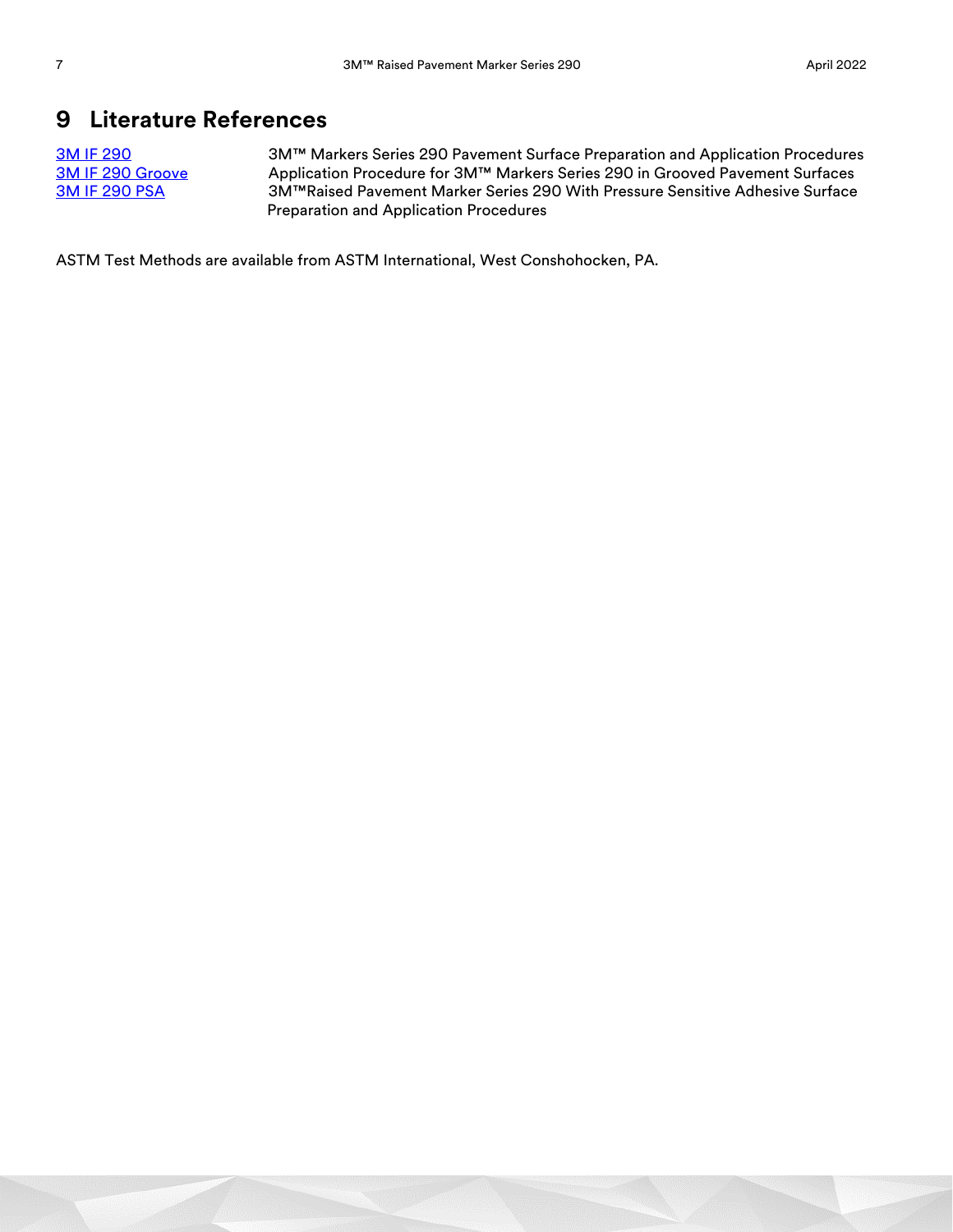# 9 Literature References

| | |
|---|---|
| 3M IF 290 | 3M™ Markers Series 290 Pavement Surface Preparation and Application Procedures |
| 3M IF 290 Groove | Application Procedure for 3M™ Markers Series 290 in Grooved Pavement Surfaces |
| 3M IF 290 PSA | 3M™Raised Pavement Marker Series 290 With Pressure Sensitive Adhesive Surface Preparation and Application Procedures |

ASTM Test Methods are available from ASTM International, West Conshohocken, PA.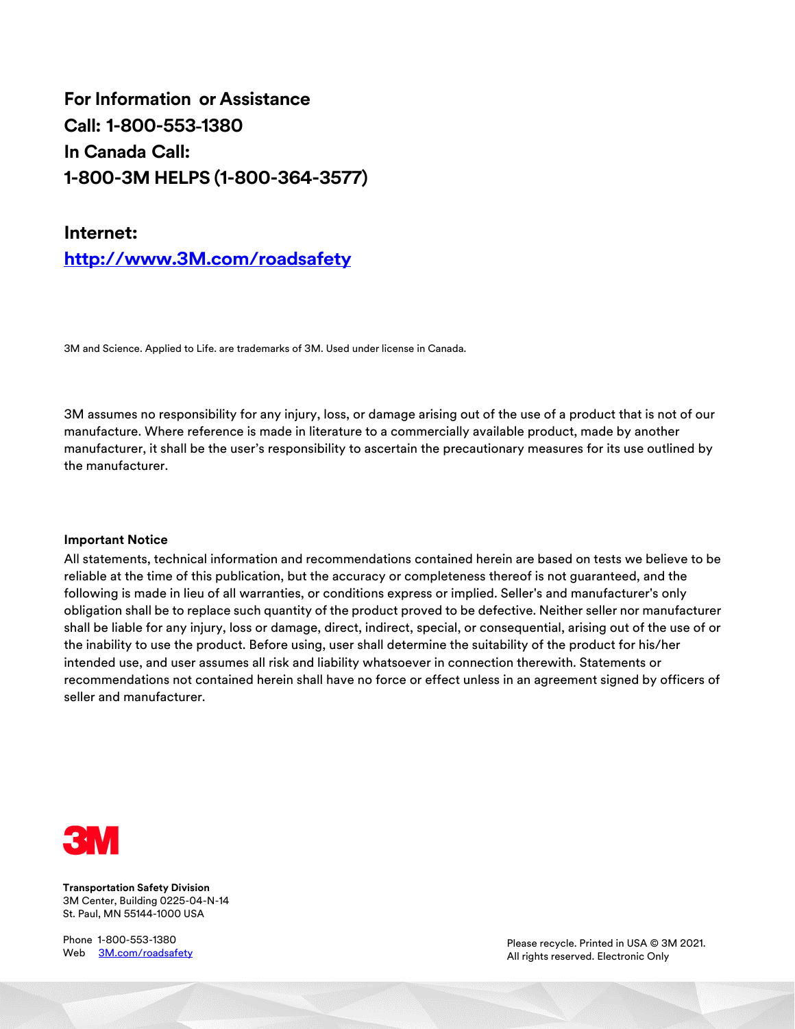**For Information or Assistance**
**Call: 1-800-553-1380**
**In Canada Call:**
**1-800-3M HELPS (1-800-364-3577)**

**Internet:**
**http://www.3M.com/roadsafety**

3M and Science. Applied to Life. are trademarks of 3M. Used under license in Canada.

3M assumes no responsibility for any injury, loss, or damage arising out of the use of a product that is not of our manufacture. Where reference is made in literature to a commercially available product, made by another manufacturer, it shall be the user's responsibility to ascertain the precautionary measures for its use outlined by the manufacturer.

**Important Notice**

All statements, technical information and recommendations contained herein are based on tests we believe to be reliable at the time of this publication, but the accuracy or completeness thereof is not guaranteed, and the following is made in lieu of all warranties, or conditions express or implied. Seller's and manufacturer's only obligation shall be to replace such quantity of the product proved to be defective. Neither seller nor manufacturer shall be liable for any injury, loss or damage, direct, indirect, special, or consequential, arising out of the use of or the inability to use the product. Before using, user shall determine the suitability of the product for his/her intended use, and user assumes all risk and liability whatsoever in connection therewith. Statements or recommendations not contained herein shall have no force or effect unless in an agreement signed by officers of seller and manufacturer.

3M

**Transportation Safety Division**
3M Center, Building 0225-04-N-14
St. Paul, MN 55144-1000 USA

Phone 1-800-553-1380
Web 3M.com/roadsafety

Please recycle. Printed in USA © 3M 2021.
All rights reserved. Electronic Only